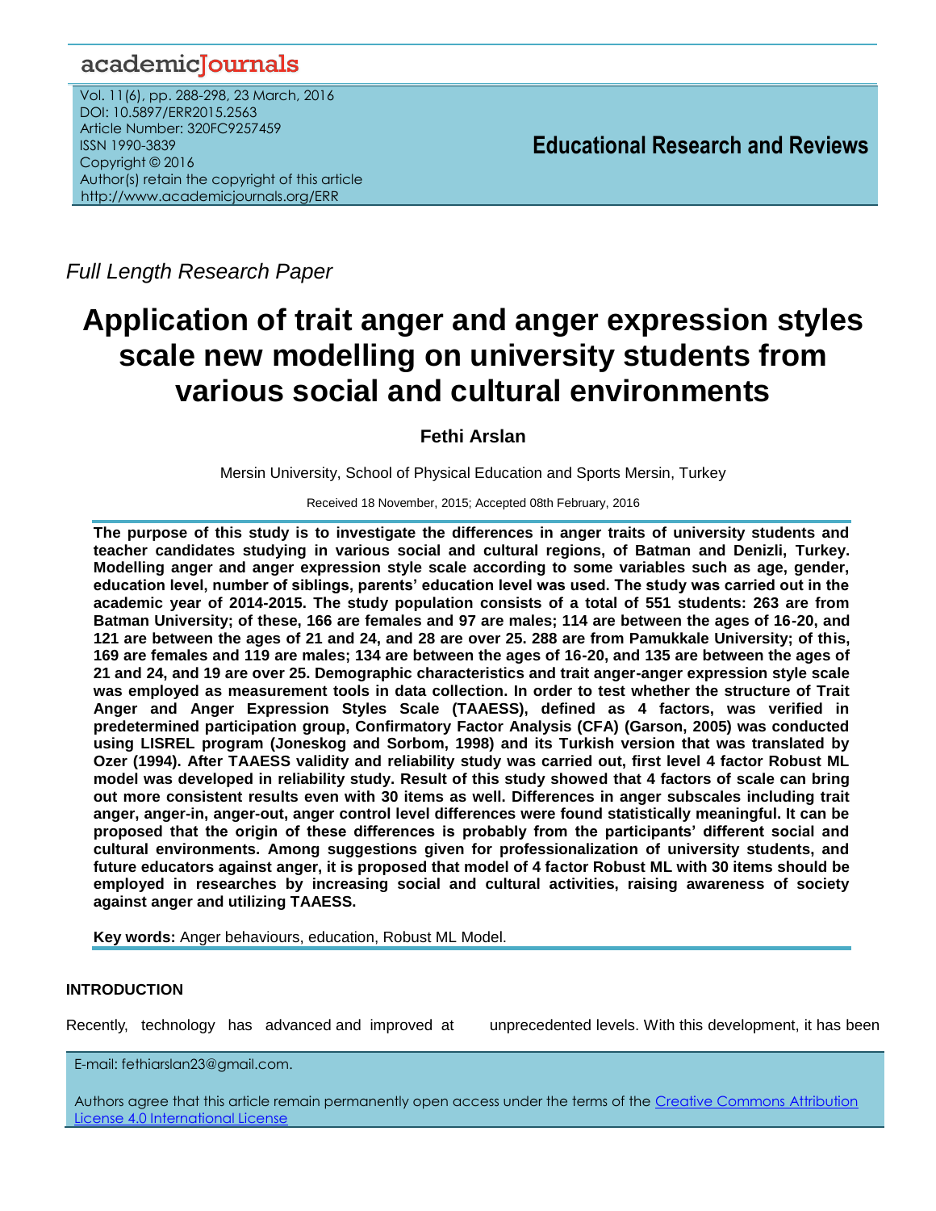academicJournals

Vol. 11(6), pp. 288-298, 23 March, 2016
DOI: 10.5897/ERR2015.2563
Article Number: 320FC9257459
ISSN 1990-3839
Copyright © 2016
Author(s) retain the copyright of this article
http://www.academicjournals.org/ERR

**Educational Research and Reviews**

*Full Length Research Paper*

# Application of trait anger and anger expression styles scale new modelling on university students from various social and cultural environments

**Fethi Arslan**

Mersin University, School of Physical Education and Sports Mersin, Turkey

Received 18 November, 2015; Accepted 08th February, 2016

**The purpose of this study is to investigate the differences in anger traits of university students and teacher candidates studying in various social and cultural regions, of Batman and Denizli, Turkey. Modelling anger and anger expression style scale according to some variables such as age, gender, education level, number of siblings, parents' education level was used. The study was carried out in the academic year of 2014-2015. The study population consists of a total of 551 students: 263 are from Batman University; of these, 166 are females and 97 are males; 114 are between the ages of 16-20, and 121 are between the ages of 21 and 24, and 28 are over 25. 288 are from Pamukkale University; of this, 169 are females and 119 are males; 134 are between the ages of 16-20, and 135 are between the ages of 21 and 24, and 19 are over 25. Demographic characteristics and trait anger-anger expression style scale was employed as measurement tools in data collection. In order to test whether the structure of Trait Anger and Anger Expression Styles Scale (TAAESS), defined as 4 factors, was verified in predetermined participation group, Confirmatory Factor Analysis (CFA) (Garson, 2005) was conducted using LISREL program (Joneskog and Sorbom, 1998) and its Turkish version that was translated by Ozer (1994). After TAAESS validity and reliability study was carried out, first level 4 factor Robust ML model was developed in reliability study. Result of this study showed that 4 factors of scale can bring out more consistent results even with 30 items as well. Differences in anger subscales including trait anger, anger-in, anger-out, anger control level differences were found statistically meaningful. It can be proposed that the origin of these differences is probably from the participants' different social and cultural environments. Among suggestions given for professionalization of university students, and future educators against anger, it is proposed that model of 4 factor Robust ML with 30 items should be employed in researches by increasing social and cultural activities, raising awareness of society against anger and utilizing TAAESS.**

**Key words:** Anger behaviours, education, Robust ML Model.

## INTRODUCTION

Recently, technology has advanced and improved at unprecedented levels. With this development, it has been

E-mail: fethiarslan23@gmail.com.

Authors agree that this article remain permanently open access under the terms of the Creative Commons Attribution License 4.0 International License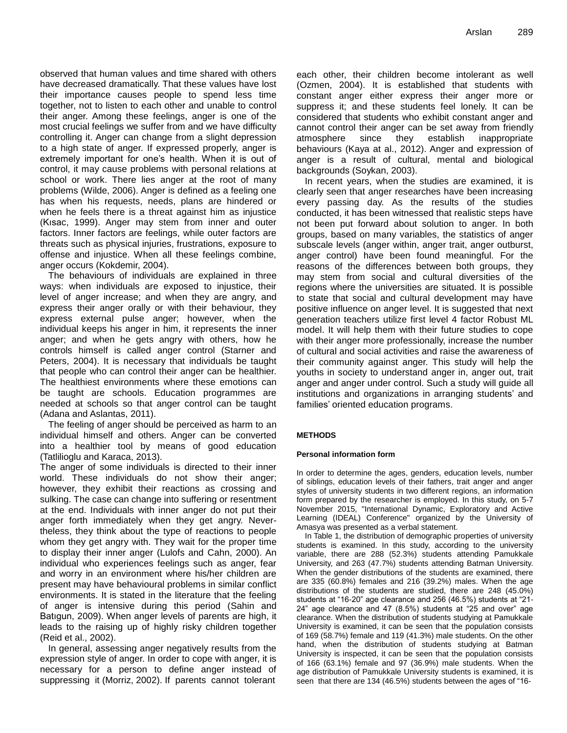observed that human values and time shared with others have decreased dramatically. That these values have lost their importance causes people to spend less time together, not to listen to each other and unable to control their anger. Among these feelings, anger is one of the most crucial feelings we suffer from and we have difficulty controlling it. Anger can change from a slight depression to a high state of anger. If expressed properly, anger is extremely important for one's health. When it is out of control, it may cause problems with personal relations at school or work. There lies anger at the root of many problems (Wilde, 2006). Anger is defined as a feeling one has when his requests, needs, plans are hindered or when he feels there is a threat against him as injustice (Kısac, 1999). Anger may stem from inner and outer factors. Inner factors are feelings, while outer factors are threats such as physical injuries, frustrations, exposure to offense and injustice. When all these feelings combine, anger occurs (Kokdemir, 2004).

The behaviours of individuals are explained in three ways: when individuals are exposed to injustice, their level of anger increase; and when they are angry, and express their anger orally or with their behaviour, they express external pulse anger; however, when the individual keeps his anger in him, it represents the inner anger; and when he gets angry with others, how he controls himself is called anger control (Starner and Peters, 2004). It is necessary that individuals be taught that people who can control their anger can be healthier. The healthiest environments where these emotions can be taught are schools. Education programmes are needed at schools so that anger control can be taught (Adana and Aslantas, 2011).

The feeling of anger should be perceived as harm to an individual himself and others. Anger can be converted into a healthier tool by means of good education (Tatlilioglu and Karaca, 2013).

The anger of some individuals is directed to their inner world. These individuals do not show their anger; however, they exhibit their reactions as crossing and sulking. The case can change into suffering or resentment at the end. Individuals with inner anger do not put their anger forth immediately when they get angry. Nevertheless, they think about the type of reactions to people whom they get angry with. They wait for the proper time to display their inner anger (Lulofs and Cahn, 2000). An individual who experiences feelings such as anger, fear and worry in an environment where his/her children are present may have behavioural problems in similar conflict environments. It is stated in the literature that the feeling of anger is intensive during this period (Sahin and Batıgun, 2009). When anger levels of parents are high, it leads to the raising up of highly risky children together (Reid et al., 2002).

In general, assessing anger negatively results from the expression style of anger. In order to cope with anger, it is necessary for a person to define anger instead of suppressing it (Morriz, 2002). If parents cannot tolerant each other, their children become intolerant as well (Ozmen, 2004). It is established that students with constant anger either express their anger more or suppress it; and these students feel lonely. It can be considered that students who exhibit constant anger and cannot control their anger can be set away from friendly atmosphere since they establish inappropriate behaviours (Kaya at al., 2012). Anger and expression of anger is a result of cultural, mental and biological backgrounds (Soykan, 2003).

In recent years, when the studies are examined, it is clearly seen that anger researches have been increasing every passing day. As the results of the studies conducted, it has been witnessed that realistic steps have not been put forward about solution to anger. In both groups, based on many variables, the statistics of anger subscale levels (anger within, anger trait, anger outburst, anger control) have been found meaningful. For the reasons of the differences between both groups, they may stem from social and cultural diversities of the regions where the universities are situated. It is possible to state that social and cultural development may have positive influence on anger level. It is suggested that next generation teachers utilize first level 4 factor Robust ML model. It will help them with their future studies to cope with their anger more professionally, increase the number of cultural and social activities and raise the awareness of their community against anger. This study will help the youths in society to understand anger in, anger out, trait anger and anger under control. Such a study will guide all institutions and organizations in arranging students' and families' oriented education programs.

## METHODS

### Personal information form

In order to determine the ages, genders, education levels, number of siblings, education levels of their fathers, trait anger and anger styles of university students in two different regions, an information form prepared by the researcher is employed. In this study, on 5-7 November 2015, "International Dynamic, Exploratory and Active Learning (IDEAL) Conference" organized by the University of Amasya was presented as a verbal statement.

In Table 1, the distribution of demographic properties of university students is examined. In this study, according to the university variable, there are 288 (52.3%) students attending Pamukkale University, and 263 (47.7%) students attending Batman University. When the gender distributions of the students are examined, there are 335 (60.8%) females and 216 (39.2%) males. When the age distributions of the students are studied, there are 248 (45.0%) students at "16-20" age clearance and 256 (46.5%) students at "21-24" age clearance and 47 (8.5%) students at "25 and over" age clearance. When the distribution of students studying at Pamukkale University is examined, it can be seen that the population consists of 169 (58.7%) female and 119 (41.3%) male students. On the other hand, when the distribution of students studying at Batman University is inspected, it can be seen that the population consists of 166 (63.1%) female and 97 (36.9%) male students. When the age distribution of Pamukkale University students is examined, it is seen that there are 134 (46.5%) students between the ages of "16-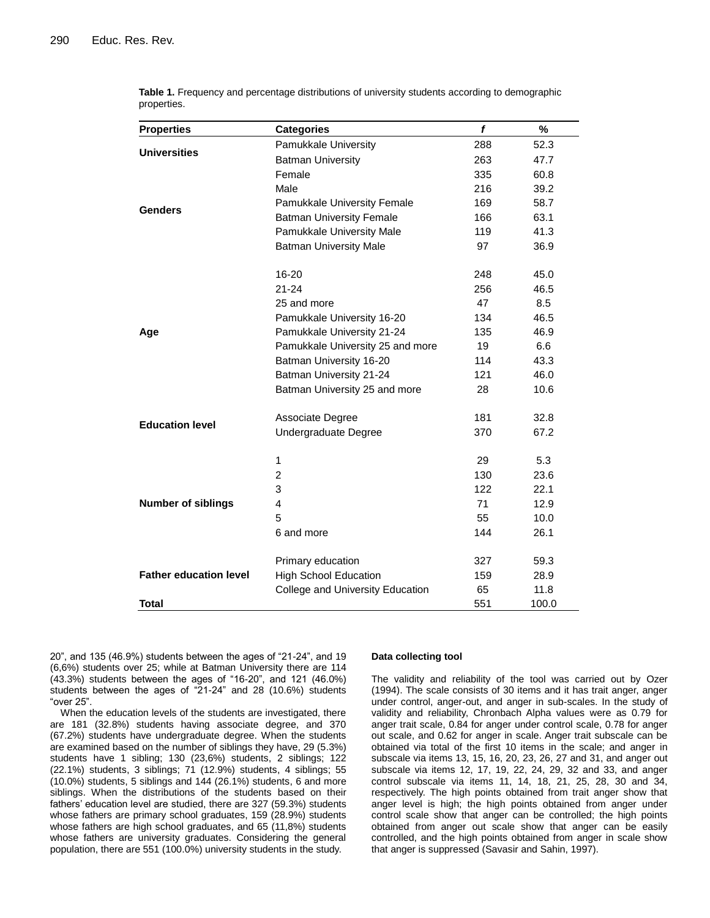**Table 1.** Frequency and percentage distributions of university students according to demographic properties.

| Properties | Categories | *f* | % |
|---|---|---|---|
| **Universities** | Pamukkale University | 288 | 52.3 |
| | Batman University | 263 | 47.7 |
| **Genders** | Female | 335 | 60.8 |
| | Male | 216 | 39.2 |
| | Pamukkale University Female | 169 | 58.7 |
| | Batman University Female | 166 | 63.1 |
| | Pamukkale University Male | 119 | 41.3 |
| | Batman University Male | 97 | 36.9 |
| **Age** | 16-20 | 248 | 45.0 |
| | 21-24 | 256 | 46.5 |
| | 25 and more | 47 | 8.5 |
| | Pamukkale University 16-20 | 134 | 46.5 |
| | Pamukkale University 21-24 | 135 | 46.9 |
| | Pamukkale University 25 and more | 19 | 6.6 |
| | Batman University 16-20 | 114 | 43.3 |
| | Batman University 21-24 | 121 | 46.0 |
| | Batman University 25 and more | 28 | 10.6 |
| **Education level** | Associate Degree | 181 | 32.8 |
| | Undergraduate Degree | 370 | 67.2 |
| **Number of siblings** | 1 | 29 | 5.3 |
| | 2 | 130 | 23.6 |
| | 3 | 122 | 22.1 |
| | 4 | 71 | 12.9 |
| | 5 | 55 | 10.0 |
| | 6 and more | 144 | 26.1 |
| **Father education level** | Primary education | 327 | 59.3 |
| | High School Education | 159 | 28.9 |
| | College and University Education | 65 | 11.8 |
| **Total** | | 551 | 100.0 |

20", and 135 (46.9%) students between the ages of "21-24", and 19 (6,6%) students over 25; while at Batman University there are 114 (43.3%) students between the ages of "16-20", and 121 (46.0%) students between the ages of "21-24" and 28 (10.6%) students "over 25".

When the education levels of the students are investigated, there are 181 (32.8%) students having associate degree, and 370 (67.2%) students have undergraduate degree. When the students are examined based on the number of siblings they have, 29 (5.3%) students have 1 sibling; 130 (23,6%) students, 2 siblings; 122 (22.1%) students, 3 siblings; 71 (12.9%) students, 4 siblings; 55 (10.0%) students, 5 siblings and 144 (26.1%) students, 6 and more siblings. When the distributions of the students based on their fathers' education level are studied, there are 327 (59.3%) students whose fathers are primary school graduates, 159 (28.9%) students whose fathers are high school graduates, and 65 (11,8%) students whose fathers are university graduates. Considering the general population, there are 551 (100.0%) university students in the study.

#### Data collecting tool

The validity and reliability of the tool was carried out by Ozer (1994). The scale consists of 30 items and it has trait anger, anger under control, anger-out, and anger in sub-scales. In the study of validity and reliability, Chronbach Alpha values were as 0.79 for anger trait scale, 0.84 for anger under control scale, 0.78 for anger out scale, and 0.62 for anger in scale. Anger trait subscale can be obtained via total of the first 10 items in the scale; and anger in subscale via items 13, 15, 16, 20, 23, 26, 27 and 31, and anger out subscale via items 12, 17, 19, 22, 24, 29, 32 and 33, and anger control subscale via items 11, 14, 18, 21, 25, 28, 30 and 34, respectively. The high points obtained from trait anger show that anger level is high; the high points obtained from anger under control scale show that anger can be controlled; the high points obtained from anger out scale show that anger can be easily controlled, and the high points obtained from anger in scale show that anger is suppressed (Savasir and Sahin, 1997).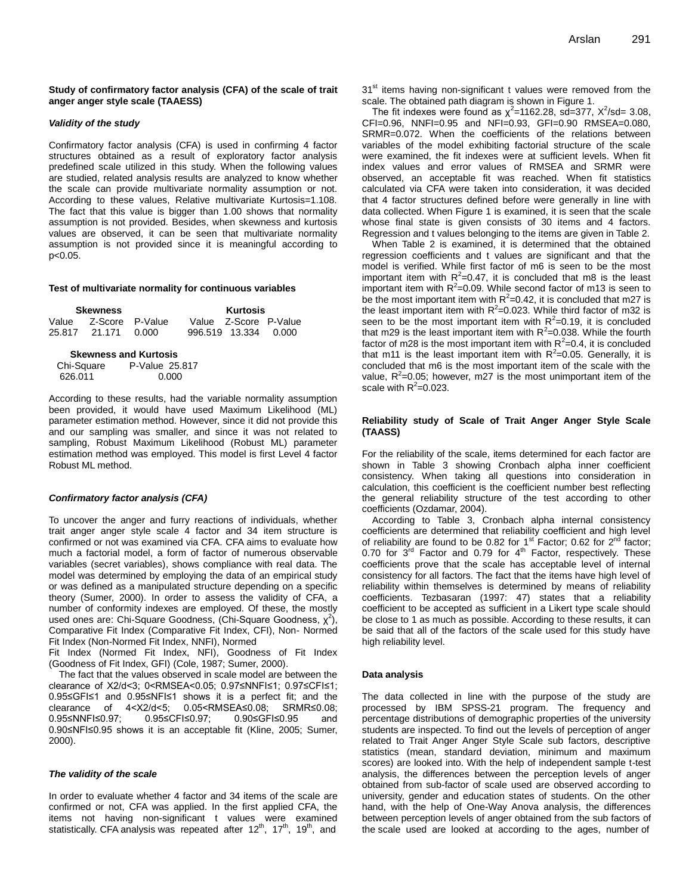**Study of confirmatory factor analysis (CFA) of the scale of trait anger anger style scale (TAAESS)**

***Validity of the study***

Confirmatory factor analysis (CFA) is used in confirming 4 factor structures obtained as a result of exploratory factor analysis predefined scale utilized in this study. When the following values are studied, related analysis results are analyzed to know whether the scale can provide multivariate normality assumption or not. According to these values, Relative multivariate Kurtosis=1.108. The fact that this value is bigger than 1.00 shows that normality assumption is not provided. Besides, when skewness and kurtosis values are observed, it can be seen that multivariate normality assumption is not provided since it is meaningful according to $p<0.05$.

**Test of multivariate normality for continuous variables**

| Skewness | | | Kurtosis | | |
|---|---|---|---|---|---|
| Value | Z-Score | P-Value | Value | Z-Score | P-Value |
| 25.817 | 21.171 | 0.000 | 996.519 | 13.334 | 0.000 |

| Skewness and Kurtosis | |
|---|---|
| Chi-Square | P-Value 25.817 |
| 626.011 | 0.000 |

According to these results, had the variable normality assumption been provided, it would have used Maximum Likelihood (ML) parameter estimation method. However, since it did not provide this and our sampling was smaller, and since it was not related to sampling, Robust Maximum Likelihood (Robust ML) parameter estimation method was employed. This model is first Level 4 factor Robust ML method.

***Confirmatory factor analysis (CFA)***

To uncover the anger and furry reactions of individuals, whether trait anger anger style scale 4 factor and 34 item structure is confirmed or not was examined via CFA. CFA aims to evaluate how much a factorial model, a form of factor of numerous observable variables (secret variables), shows compliance with real data. The model was determined by employing the data of an empirical study or was defined as a manipulated structure depending on a specific theory (Sumer, 2000). In order to assess the validity of CFA, a number of conformity indexes are employed. Of these, the mostly used ones are: Chi-Square Goodness, (Chi-Square Goodness, $\chi^2$), Comparative Fit Index (Comparative Fit Index, CFI), Non- Normed Fit Index (Non-Normed Fit Index, NNFI), Normed Fit Index (Normed Fit Index, NFI), Goodness of Fit Index (Goodness of Fit Index, GFI) (Cole, 1987; Sumer, 2000).

The fact that the values observed in scale model are between the clearance of X2/d<3; 0<RMSEA<0.05; 0.97≤NNFI≤1; 0.97≤CFI≤1; 0.95≤GFI≤1 and 0.95≤NFI≤1 shows it is a perfect fit; and the clearance of 4<X2/d<5; 0.05<RMSEA≤0.08; SRMR≤0.08; 0.95≤NNFI≤0.97; 0.95≤CFI≤0.97; 0.90≤GFI≤0.95 and 0.90≤NFI≤0.95 shows it is an acceptable fit (Kline, 2005; Sumer, 2000).

***The validity of the scale***

In order to evaluate whether 4 factor and 34 items of the scale are confirmed or not, CFA was applied. In the first applied CFA, the items not having non-significant t values were examined statistically. CFA analysis was repeated after 12th, 17th, 19th, and 31st items having non-significant t values were removed from the scale. The obtained path diagram is shown in Figure 1.

The fit indexes were found as $\chi^2$=1162.28, sd=377, $X^2$/sd= 3.08, CFI=0.96, NNFI=0.95 and NFI=0.93, GFI=0.90 RMSEA=0.080, SRMR=0.072. When the coefficients of the relations between variables of the model exhibiting factorial structure of the scale were examined, the fit indexes were at sufficient levels. When fit index values and error values of RMSEA and SRMR were observed, an acceptable fit was reached. When fit statistics calculated via CFA were taken into consideration, it was decided that 4 factor structures defined before were generally in line with data collected. When Figure 1 is examined, it is seen that the scale whose final state is given consists of 30 items and 4 factors. Regression and t values belonging to the items are given in Table 2.

When Table 2 is examined, it is determined that the obtained regression coefficients and t values are significant and that the model is verified. While first factor of m6 is seen to be the most important item with $R^2$=0.47, it is concluded that m8 is the least important item with $R^2$=0.09. While second factor of m13 is seen to be the most important item with $R^2$=0.42, it is concluded that m27 is the least important item with $R^2$=0.023. While third factor of m32 is seen to be the most important item with $R^2$=0.19, it is concluded that m29 is the least important item with $R^2$=0.038. While the fourth factor of m28 is the most important item with $R^2$=0.4, it is concluded that m11 is the least important item with $R^2$=0.05. Generally, it is concluded that m6 is the most important item of the scale with the value, $R^2$=0.05; however, m27 is the most unimportant item of the scale with $R^2$=0.023.

**Reliability study of Scale of Trait Anger Anger Style Scale (TAASS)**

For the reliability of the scale, items determined for each factor are shown in Table 3 showing Cronbach alpha inner coefficient consistency. When taking all questions into consideration in calculation, this coefficient is the coefficient number best reflecting the general reliability structure of the test according to other coefficients (Ozdamar, 2004).

According to Table 3, Cronbach alpha internal consistency coefficients are determined that reliability coefficient and high level of reliability are found to be 0.82 for 1st Factor; 0.62 for 2nd factor; 0.70 for 3rd Factor and 0.79 for 4th Factor, respectively. These coefficients prove that the scale has acceptable level of internal consistency for all factors. The fact that the items have high level of reliability within themselves is determined by means of reliability coefficients. Tezbasaran (1997: 47) states that a reliability coefficient to be accepted as sufficient in a Likert type scale should be close to 1 as much as possible. According to these results, it can be said that all of the factors of the scale used for this study have high reliability level.

**Data analysis**

The data collected in line with the purpose of the study are processed by IBM SPSS-21 program. The frequency and percentage distributions of demographic properties of the university students are inspected. To find out the levels of perception of anger related to Trait Anger Anger Style Scale sub factors, descriptive statistics (mean, standard deviation, minimum and maximum scores) are looked into. With the help of independent sample t-test analysis, the differences between the perception levels of anger obtained from sub-factor of scale used are observed according to university, gender and education states of students. On the other hand, with the help of One-Way Anova analysis, the differences between perception levels of anger obtained from the sub factors of the scale used are looked at according to the ages, number of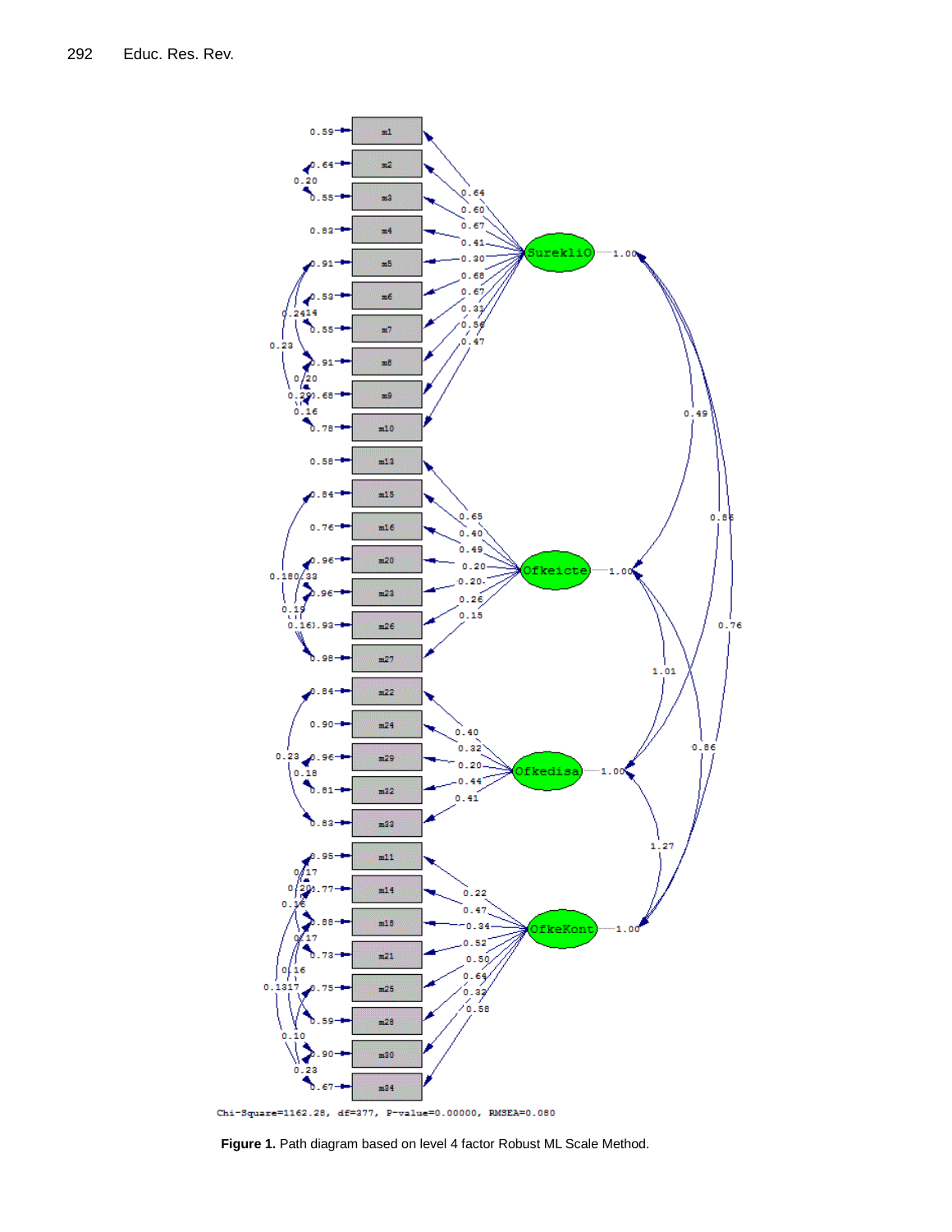Chi-Square=1162.28, df=377, P-value=0.00000, RMSEA=0.080

**Figure 1.** Path diagram based on level 4 factor Robust ML Scale Method.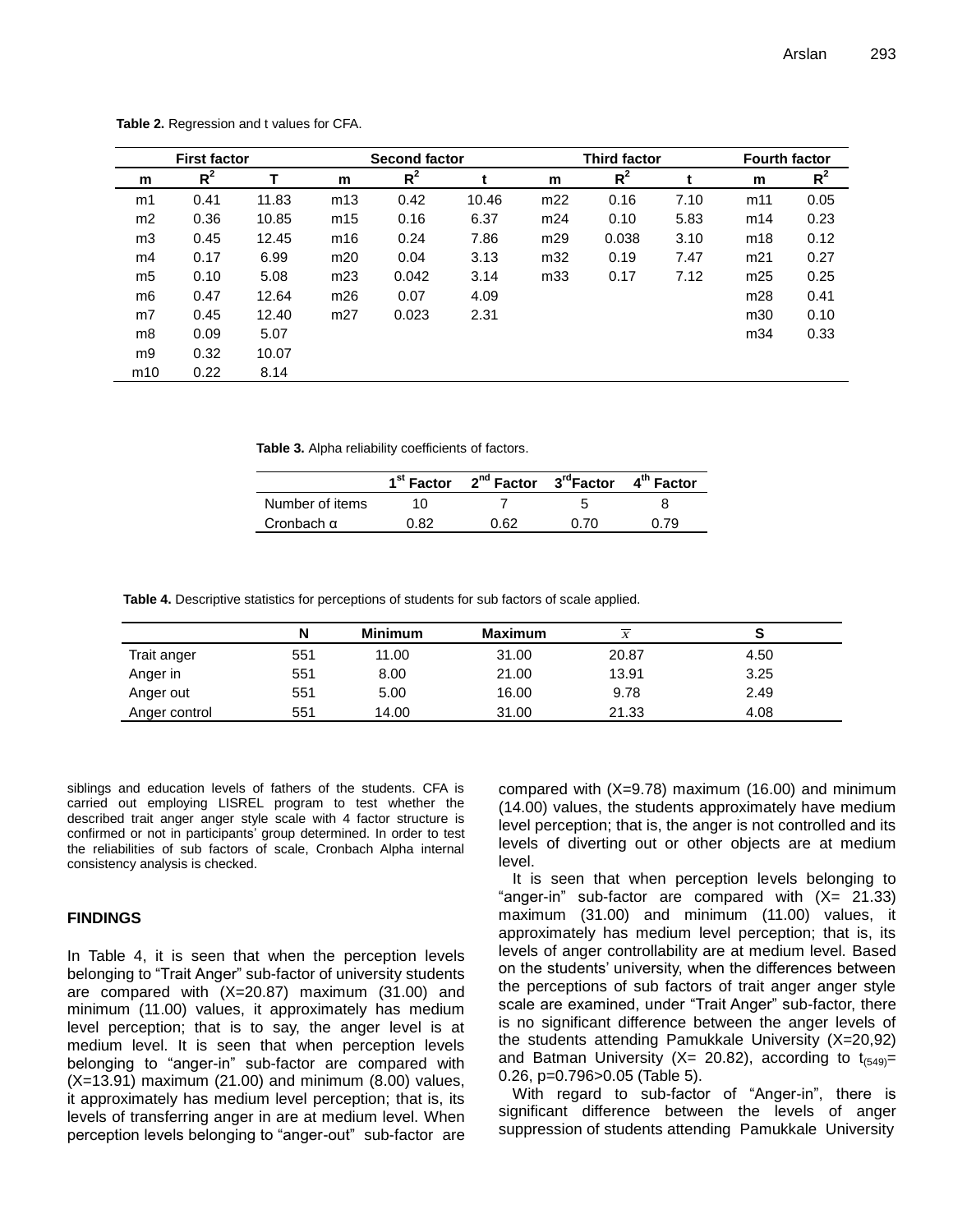**Table 2.** Regression and t values for CFA.

| First factor | | | Second factor | | | Third factor | | | Fourth factor | |
|---|---|---|---|---|---|---|---|---|---|---|
| m | $R^2$ | T | m | $R^2$ | t | m | $R^2$ | t | m | $R^2$ |
| m1 | 0.41 | 11.83 | m13 | 0.42 | 10.46 | m22 | 0.16 | 7.10 | m11 | 0.05 |
| m2 | 0.36 | 10.85 | m15 | 0.16 | 6.37 | m24 | 0.10 | 5.83 | m14 | 0.23 |
| m3 | 0.45 | 12.45 | m16 | 0.24 | 7.86 | m29 | 0.038 | 3.10 | m18 | 0.12 |
| m4 | 0.17 | 6.99 | m20 | 0.04 | 3.13 | m32 | 0.19 | 7.47 | m21 | 0.27 |
| m5 | 0.10 | 5.08 | m23 | 0.042 | 3.14 | m33 | 0.17 | 7.12 | m25 | 0.25 |
| m6 | 0.47 | 12.64 | m26 | 0.07 | 4.09 | | | | m28 | 0.41 |
| m7 | 0.45 | 12.40 | m27 | 0.023 | 2.31 | | | | m30 | 0.10 |
| m8 | 0.09 | 5.07 | | | | | | | m34 | 0.33 |
| m9 | 0.32 | 10.07 | | | | | | | | |
| m10 | 0.22 | 8.14 | | | | | | | | |

**Table 3.** Alpha reliability coefficients of factors.

| | 1st Factor | 2nd Factor | 3rd Factor | 4th Factor |
|---|---|---|---|---|
| Number of items | 10 | 7 | 5 | 8 |
| Cronbach α | 0.82 | 0.62 | 0.70 | 0.79 |

**Table 4.** Descriptive statistics for perceptions of students for sub factors of scale applied.

| | N | Minimum | Maximum | $\overline{x}$ | S |
|---|---|---|---|---|---|
| Trait anger | 551 | 11.00 | 31.00 | 20.87 | 4.50 |
| Anger in | 551 | 8.00 | 21.00 | 13.91 | 3.25 |
| Anger out | 551 | 5.00 | 16.00 | 9.78 | 2.49 |
| Anger control | 551 | 14.00 | 31.00 | 21.33 | 4.08 |

siblings and education levels of fathers of the students. CFA is carried out employing LISREL program to test whether the described trait anger anger style scale with 4 factor structure is confirmed or not in participants' group determined. In order to test the reliabilities of sub factors of scale, Cronbach Alpha internal consistency analysis is checked.

## FINDINGS

In Table 4, it is seen that when the perception levels belonging to "Trait Anger" sub-factor of university students are compared with (X=20.87) maximum (31.00) and minimum (11.00) values, it approximately has medium level perception; that is to say, the anger level is at medium level. It is seen that when perception levels belonging to "anger-in" sub-factor are compared with (X=13.91) maximum (21.00) and minimum (8.00) values, it approximately has medium level perception; that is, its levels of transferring anger in are at medium level. When perception levels belonging to "anger-out" sub-factor are compared with (X=9.78) maximum (16.00) and minimum (14.00) values, the students approximately have medium level perception; that is, the anger is not controlled and its levels of diverting out or other objects are at medium level.

It is seen that when perception levels belonging to "anger-in" sub-factor are compared with (X= 21.33) maximum (31.00) and minimum (11.00) values, it approximately has medium level perception; that is, its levels of anger controllability are at medium level. Based on the students' university, when the differences between the perceptions of sub factors of trait anger anger style scale are examined, under "Trait Anger" sub-factor, there is no significant difference between the anger levels of the students attending Pamukkale University (X=20,92) and Batman University (X= 20.82), according to $t_{(549)}$= 0.26, p=0.796>0.05 (Table 5).

With regard to sub-factor of "Anger-in", there is significant difference between the levels of anger suppression of students attending Pamukkale University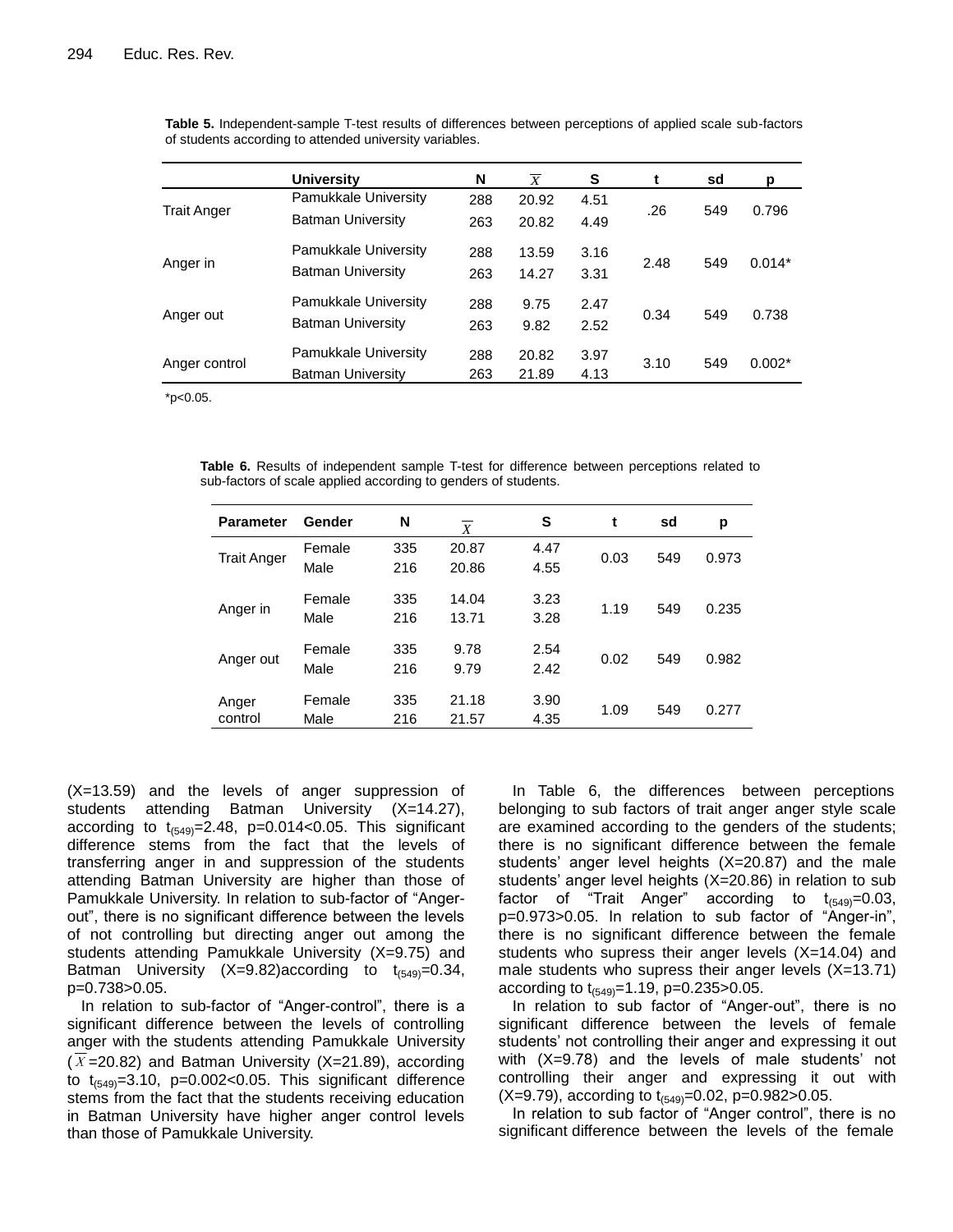**Table 5.** Independent-sample T-test results of differences between perceptions of applied scale sub-factors of students according to attended university variables.

| | University | N | $\overline{X}$ | S | t | sd | p |
|---|---|---|---|---|---|---|---|
| Trait Anger | Pamukkale University | 288 | 20.92 | 4.51 | .26 | 549 | 0.796 |
| | Batman University | 263 | 20.82 | 4.49 | | | |
| Anger in | Pamukkale University | 288 | 13.59 | 3.16 | 2.48 | 549 | 0.014* |
| | Batman University | 263 | 14.27 | 3.31 | | | |
| Anger out | Pamukkale University | 288 | 9.75 | 2.47 | 0.34 | 549 | 0.738 |
| | Batman University | 263 | 9.82 | 2.52 | | | |
| Anger control | Pamukkale University | 288 | 20.82 | 3.97 | 3.10 | 549 | 0.002* |
| | Batman University | 263 | 21.89 | 4.13 | | | |

*p<0.05.

**Table 6.** Results of independent sample T-test for difference between perceptions related to sub-factors of scale applied according to genders of students.

| Parameter | Gender | N | $\overline{X}$ | S | t | sd | p |
|---|---|---|---|---|---|---|---|
| Trait Anger | Female | 335 | 20.87 | 4.47 | 0.03 | 549 | 0.973 |
| | Male | 216 | 20.86 | 4.55 | | | |
| Anger in | Female | 335 | 14.04 | 3.23 | 1.19 | 549 | 0.235 |
| | Male | 216 | 13.71 | 3.28 | | | |
| Anger out | Female | 335 | 9.78 | 2.54 | 0.02 | 549 | 0.982 |
| | Male | 216 | 9.79 | 2.42 | | | |
| Anger control | Female | 335 | 21.18 | 3.90 | 1.09 | 549 | 0.277 |
| | Male | 216 | 21.57 | 4.35 | | | |

(X=13.59) and the levels of anger suppression of students attending Batman University (X=14.27), according to $t_{(549)}$=2.48, p=0.014<0.05. This significant difference stems from the fact that the levels of transferring anger in and suppression of the students attending Batman University are higher than those of Pamukkale University. In relation to sub-factor of "Anger-out", there is no significant difference between the levels of not controlling but directing anger out among the students attending Pamukkale University (X=9.75) and Batman University (X=9.82)according to $t_{(549)}$=0.34, p=0.738>0.05.

In relation to sub-factor of "Anger-control", there is a significant difference between the levels of controlling anger with the students attending Pamukkale University ($\overline{X}$=20.82) and Batman University (X=21.89), according to $t_{(549)}$=3.10, p=0.002<0.05. This significant difference stems from the fact that the students receiving education in Batman University have higher anger control levels than those of Pamukkale University.

In Table 6, the differences between perceptions belonging to sub factors of trait anger anger style scale are examined according to the genders of the students; there is no significant difference between the female students' anger level heights (X=20.87) and the male students' anger level heights (X=20.86) in relation to sub factor of "Trait Anger" according to $t_{(549)}$=0.03, p=0.973>0.05. In relation to sub factor of "Anger-in", there is no significant difference between the female students who supress their anger levels (X=14.04) and male students who supress their anger levels (X=13.71) according to $t_{(549)}$=1.19, p=0.235>0.05.

In relation to sub factor of "Anger-out", there is no significant difference between the levels of female students' not controlling their anger and expressing it out with (X=9.78) and the levels of male students' not controlling their anger and expressing it out with (X=9.79), according to $t_{(549)}$=0.02, p=0.982>0.05.

In relation to sub factor of "Anger control", there is no significant difference between the levels of the female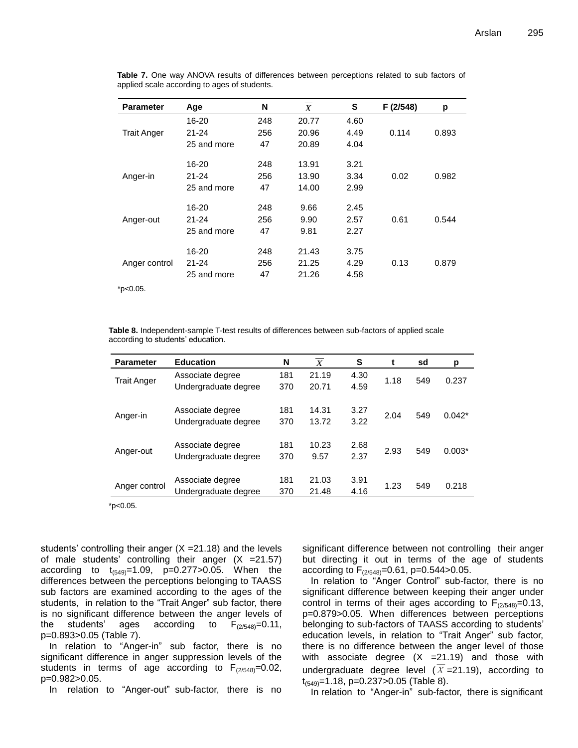**Table 7.** One way ANOVA results of differences between perceptions related to sub factors of applied scale according to ages of students.

| Parameter | Age | N | $\overline{X}$ | S | F (2/548) | p |
|---|---|---|---|---|---|---|
| Trait Anger | 16-20 | 248 | 20.77 | 4.60 | 0.114 | 0.893 |
| | 21-24 | 256 | 20.96 | 4.49 | | |
| | 25 and more | 47 | 20.89 | 4.04 | | |
| Anger-in | 16-20 | 248 | 13.91 | 3.21 | 0.02 | 0.982 |
| | 21-24 | 256 | 13.90 | 3.34 | | |
| | 25 and more | 47 | 14.00 | 2.99 | | |
| Anger-out | 16-20 | 248 | 9.66 | 2.45 | 0.61 | 0.544 |
| | 21-24 | 256 | 9.90 | 2.57 | | |
| | 25 and more | 47 | 9.81 | 2.27 | | |
| Anger control | 16-20 | 248 | 21.43 | 3.75 | 0.13 | 0.879 |
| | 21-24 | 256 | 21.25 | 4.29 | | |
| | 25 and more | 47 | 21.26 | 4.58 | | |

*p<0.05.

**Table 8.** Independent-sample T-test results of differences between sub-factors of applied scale according to students' education.

| Parameter | Education | N | $\overline{X}$ | S | t | sd | p |
|---|---|---|---|---|---|---|---|
| Trait Anger | Associate degree | 181 | 21.19 | 4.30 | 1.18 | 549 | 0.237 |
| | Undergraduate degree | 370 | 20.71 | 4.59 | | | |
| Anger-in | Associate degree | 181 | 14.31 | 3.27 | 2.04 | 549 | 0.042* |
| | Undergraduate degree | 370 | 13.72 | 3.22 | | | |
| Anger-out | Associate degree | 181 | 10.23 | 2.68 | 2.93 | 549 | 0.003* |
| | Undergraduate degree | 370 | 9.57 | 2.37 | | | |
| Anger control | Associate degree | 181 | 21.03 | 3.91 | 1.23 | 549 | 0.218 |
| | Undergraduate degree | 370 | 21.48 | 4.16 | | | |

*p<0.05.

students' controlling their anger ($\overline{X}$ =21.18) and the levels of male students' controlling their anger ($\overline{X}$ =21.57) according to $t_{(549)}$=1.09, p=0.277>0.05. When the differences between the perceptions belonging to TAASS sub factors are examined according to the ages of the students, in relation to the "Trait Anger" sub factor, there is no significant difference between the anger levels of the students' ages according to $F_{(2/548)}$=0.11, p=0.893>0.05 (Table 7).

In relation to "Anger-in" sub factor, there is no significant difference in anger suppression levels of the students in terms of age according to $F_{(2/548)}$=0.02, p=0.982>0.05.

In relation to "Anger-out" sub-factor, there is no significant difference between not controlling their anger but directing it out in terms of the age of students according to $F_{(2/548)}$=0.61, p=0.544>0.05.

In relation to "Anger Control" sub-factor, there is no significant difference between keeping their anger under control in terms of their ages according to $F_{(2/548)}$=0.13, p=0.879>0.05. When differences between perceptions belonging to sub-factors of TAASS according to students' education levels, in relation to "Trait Anger" sub factor, there is no difference between the anger level of those with associate degree ($\overline{X}$ =21.19) and those with undergraduate degree level ($\overline{X}$ =21.19), according to $t_{(549)}$=1.18, p=0.237>0.05 (Table 8).

In relation to "Anger-in" sub-factor, there is significant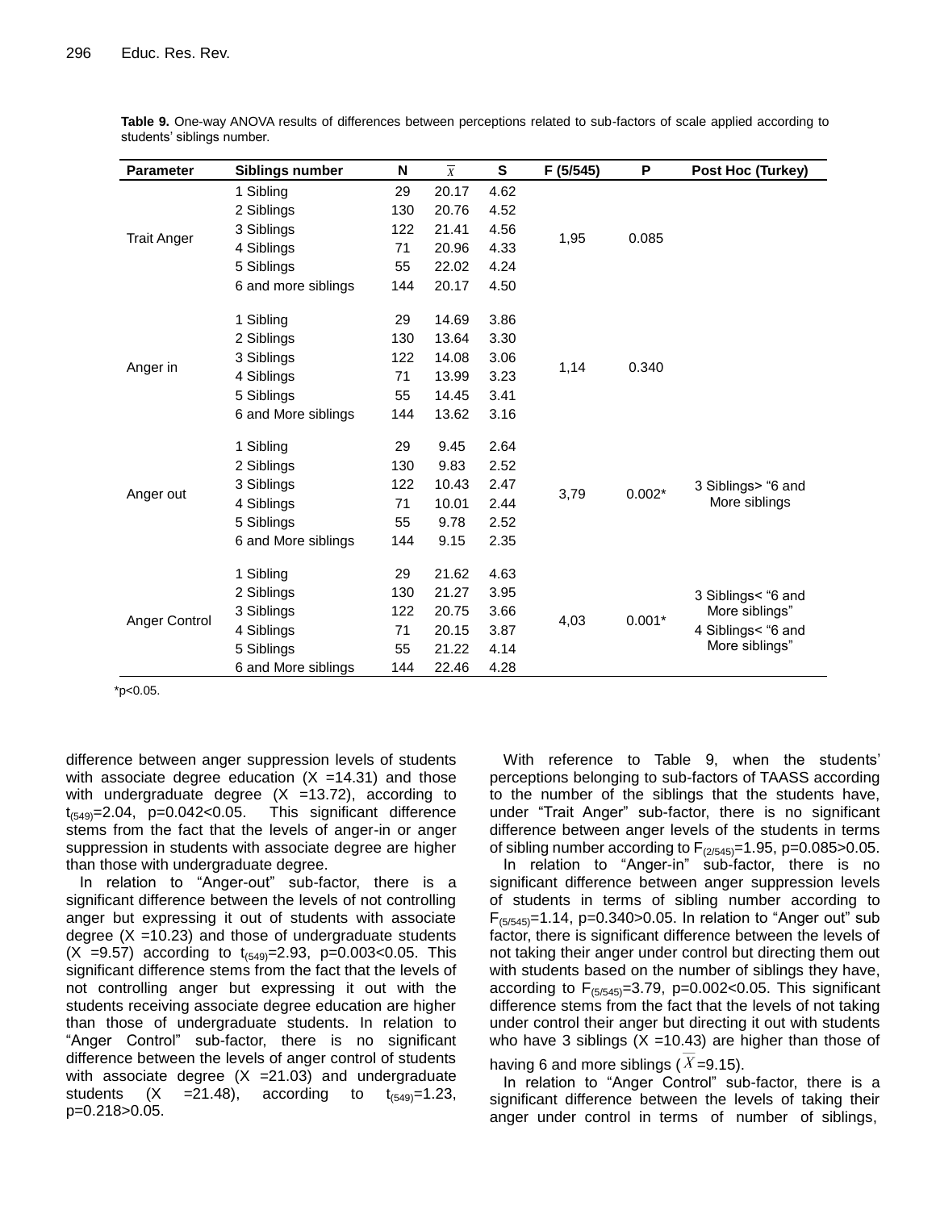**Table 9.** One-way ANOVA results of differences between perceptions related to sub-factors of scale applied according to students' siblings number.

| Parameter | Siblings number | N | $\bar{X}$ | S | F (5/545) | P | Post Hoc (Turkey) |
|---|---|---|---|---|---|---|---|
| Trait Anger | 1 Sibling | 29 | 20.17 | 4.62 | 1,95 | 0.085 | |
| | 2 Siblings | 130 | 20.76 | 4.52 | | | |
| | 3 Siblings | 122 | 21.41 | 4.56 | | | |
| | 4 Siblings | 71 | 20.96 | 4.33 | | | |
| | 5 Siblings | 55 | 22.02 | 4.24 | | | |
| | 6 and more siblings | 144 | 20.17 | 4.50 | | | |
| Anger in | 1 Sibling | 29 | 14.69 | 3.86 | 1,14 | 0.340 | |
| | 2 Siblings | 130 | 13.64 | 3.30 | | | |
| | 3 Siblings | 122 | 14.08 | 3.06 | | | |
| | 4 Siblings | 71 | 13.99 | 3.23 | | | |
| | 5 Siblings | 55 | 14.45 | 3.41 | | | |
| | 6 and More siblings | 144 | 13.62 | 3.16 | | | |
| Anger out | 1 Sibling | 29 | 9.45 | 2.64 | 3,79 | 0.002* | 3 Siblings> "6 and More siblings |
| | 2 Siblings | 130 | 9.83 | 2.52 | | | |
| | 3 Siblings | 122 | 10.43 | 2.47 | | | |
| | 4 Siblings | 71 | 10.01 | 2.44 | | | |
| | 5 Siblings | 55 | 9.78 | 2.52 | | | |
| | 6 and More siblings | 144 | 9.15 | 2.35 | | | |
| Anger Control | 1 Sibling | 29 | 21.62 | 4.63 | 4,03 | 0.001* | 3 Siblings< "6 and More siblings" 4 Siblings< "6 and More siblings" |
| | 2 Siblings | 130 | 21.27 | 3.95 | | | |
| | 3 Siblings | 122 | 20.75 | 3.66 | | | |
| | 4 Siblings | 71 | 20.15 | 3.87 | | | |
| | 5 Siblings | 55 | 21.22 | 4.14 | | | |
| | 6 and More siblings | 144 | 22.46 | 4.28 | | | |

*p<0.05.

difference between anger suppression levels of students with associate degree education (X =14.31) and those with undergraduate degree (X =13.72), according to $t_{(549)}$=2.04, p=0.042<0.05. This significant difference stems from the fact that the levels of anger-in or anger suppression in students with associate degree are higher than those with undergraduate degree.

In relation to "Anger-out" sub-factor, there is a significant difference between the levels of not controlling anger but expressing it out of students with associate degree (X =10.23) and those of undergraduate students (X =9.57) according to $t_{(549)}$=2.93, p=0.003<0.05. This significant difference stems from the fact that the levels of not controlling anger but expressing it out with the students receiving associate degree education are higher than those of undergraduate students. In relation to "Anger Control" sub-factor, there is no significant difference between the levels of anger control of students with associate degree (X =21.03) and undergraduate students (X =21.48), according to $t_{(549)}$=1.23, p=0.218>0.05.

With reference to Table 9, when the students' perceptions belonging to sub-factors of TAASS according to the number of the siblings that the students have, under "Trait Anger" sub-factor, there is no significant difference between anger levels of the students in terms of sibling number according to $F_{(2/545)}$=1.95, p=0.085>0.05. In relation to "Anger-in" sub-factor, there is no significant difference between anger suppression levels of students in terms of sibling number according to $F_{(5/545)}$=1.14, p=0.340>0.05. In relation to "Anger out" sub factor, there is significant difference between the levels of not taking their anger under control but directing them out with students based on the number of siblings they have, according to $F_{(5/545)}$=3.79, p=0.002<0.05. This significant difference stems from the fact that the levels of not taking under control their anger but directing it out with students who have 3 siblings (X =10.43) are higher than those of having 6 and more siblings ($\bar{X}$=9.15).

In relation to "Anger Control" sub-factor, there is a significant difference between the levels of taking their anger under control in terms of number of siblings,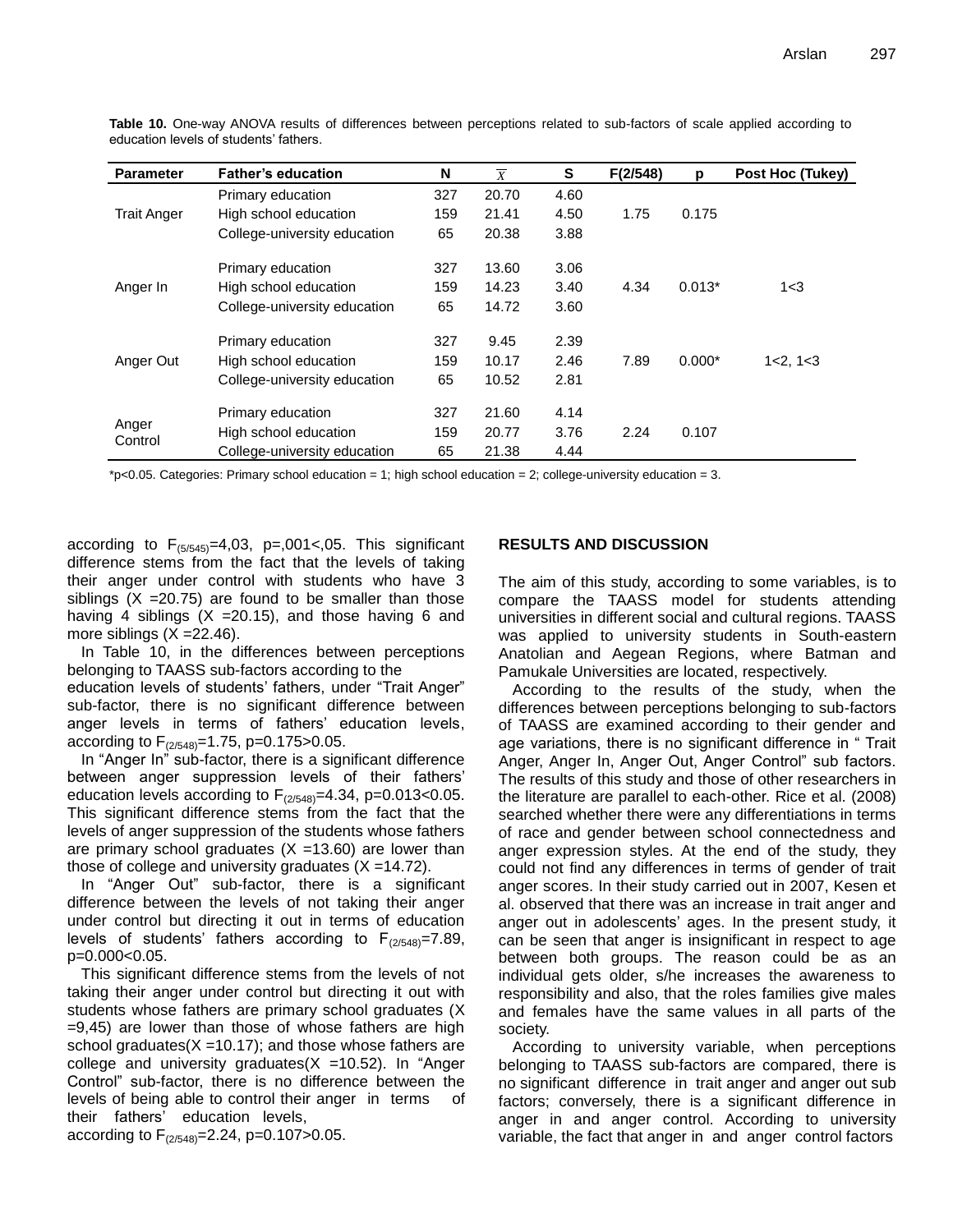**Table 10.** One-way ANOVA results of differences between perceptions related to sub-factors of scale applied according to education levels of students' fathers.

| Parameter | Father's education | N | $\overline{X}$ | S | F(2/548) | p | Post Hoc (Tukey) |
|---|---|---|---|---|---|---|---|
| Trait Anger | Primary education | 327 | 20.70 | 4.60 | 1.75 | 0.175 | |
| | High school education | 159 | 21.41 | 4.50 | | | |
| | College-university education | 65 | 20.38 | 3.88 | | | |
| Anger In | Primary education | 327 | 13.60 | 3.06 | 4.34 | 0.013* | 1<3 |
| | High school education | 159 | 14.23 | 3.40 | | | |
| | College-university education | 65 | 14.72 | 3.60 | | | |
| Anger Out | Primary education | 327 | 9.45 | 2.39 | 7.89 | 0.000* | 1<2, 1<3 |
| | High school education | 159 | 10.17 | 2.46 | | | |
| | College-university education | 65 | 10.52 | 2.81 | | | |
| Anger Control | Primary education | 327 | 21.60 | 4.14 | 2.24 | 0.107 | |
| | High school education | 159 | 20.77 | 3.76 | | | |
| | College-university education | 65 | 21.38 | 4.44 | | | |

*p<0.05. Categories: Primary school education = 1; high school education = 2; college-university education = 3.

according to $F_{(5/545)}$=4,03, p=,001<,05. This significant difference stems from the fact that the levels of taking their anger under control with students who have 3 siblings (X =20.75) are found to be smaller than those having 4 siblings (X =20.15), and those having 6 and more siblings (X =22.46).

In Table 10, in the differences between perceptions belonging to TAASS sub-factors according to the education levels of students' fathers, under "Trait Anger" sub-factor, there is no significant difference between anger levels in terms of fathers' education levels, according to $F_{(2/548)}$=1.75, p=0.175>0.05.

In "Anger In" sub-factor, there is a significant difference between anger suppression levels of their fathers' education levels according to $F_{(2/548)}$=4.34, p=0.013<0.05. This significant difference stems from the fact that the levels of anger suppression of the students whose fathers are primary school graduates (X =13.60) are lower than those of college and university graduates (X =14.72).

In "Anger Out" sub-factor, there is a significant difference between the levels of not taking their anger under control but directing it out in terms of education levels of students' fathers according to $F_{(2/548)}$=7.89, p=0.000<0.05.

This significant difference stems from the levels of not taking their anger under control but directing it out with students whose fathers are primary school graduates (X =9,45) are lower than those of whose fathers are high school graduates(X =10.17); and those whose fathers are college and university graduates(X =10.52). In "Anger Control" sub-factor, there is no difference between the levels of being able to control their anger in terms of their fathers' education levels, according to $F_{(2/548)}$=2.24, p=0.107>0.05.

## RESULTS AND DISCUSSION

The aim of this study, according to some variables, is to compare the TAASS model for students attending universities in different social and cultural regions. TAASS was applied to university students in South-eastern Anatolian and Aegean Regions, where Batman and Pamukale Universities are located, respectively.

According to the results of the study, when the differences between perceptions belonging to sub-factors of TAASS are examined according to their gender and age variations, there is no significant difference in " Trait Anger, Anger In, Anger Out, Anger Control" sub factors. The results of this study and those of other researchers in the literature are parallel to each-other. Rice et al. (2008) searched whether there were any differentiations in terms of race and gender between school connectedness and anger expression styles. At the end of the study, they could not find any differences in terms of gender of trait anger scores. In their study carried out in 2007, Kesen et al. observed that there was an increase in trait anger and anger out in adolescents' ages. In the present study, it can be seen that anger is insignificant in respect to age between both groups. The reason could be as an individual gets older, s/he increases the awareness to responsibility and also, that the roles families give males and females have the same values in all parts of the society.

According to university variable, when perceptions belonging to TAASS sub-factors are compared, there is no significant difference in trait anger and anger out sub factors; conversely, there is a significant difference in anger in and anger control. According to university variable, the fact that anger in and anger control factors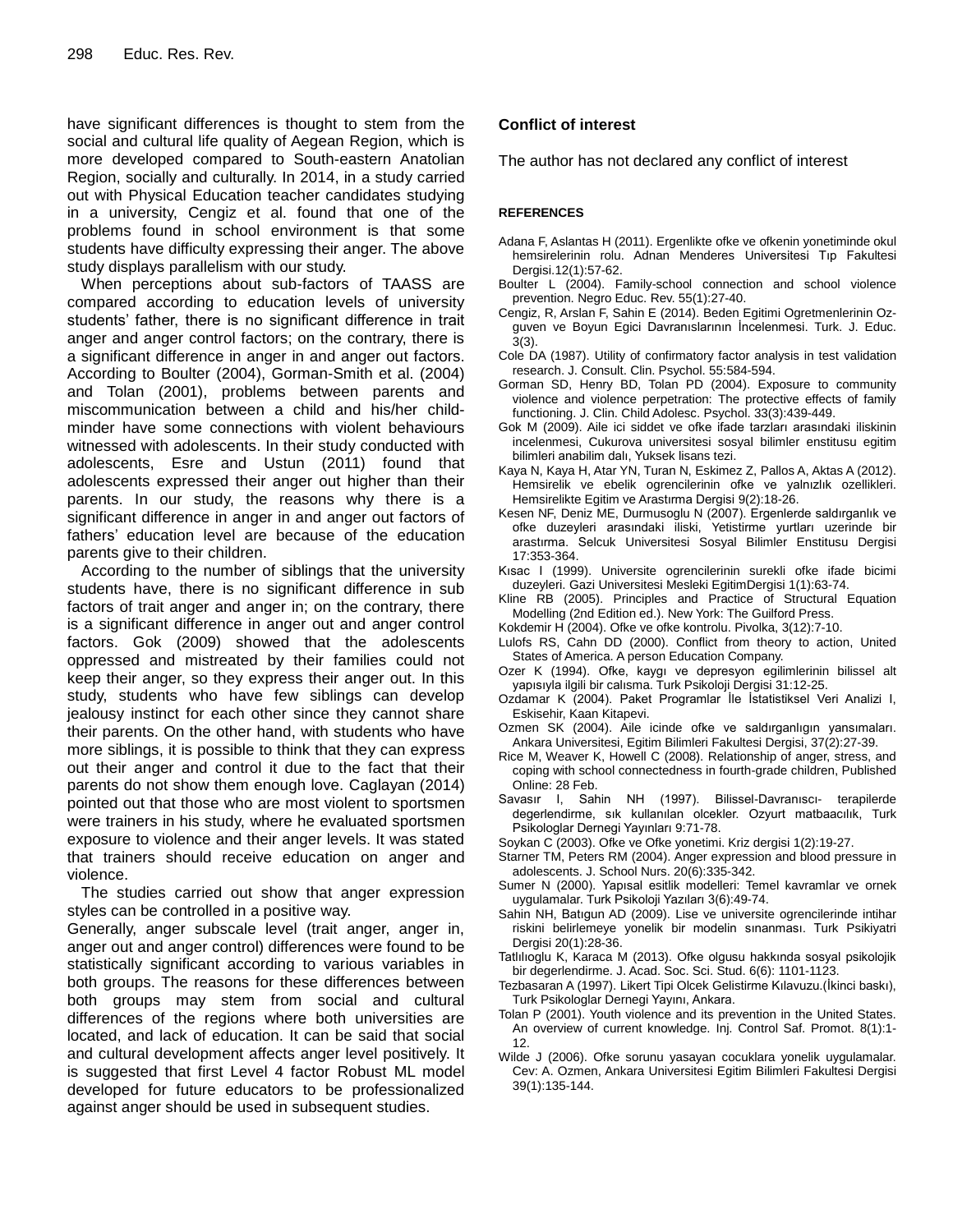have significant differences is thought to stem from the social and cultural life quality of Aegean Region, which is more developed compared to South-eastern Anatolian Region, socially and culturally. In 2014, in a study carried out with Physical Education teacher candidates studying in a university, Cengiz et al. found that one of the problems found in school environment is that some students have difficulty expressing their anger. The above study displays parallelism with our study.

When perceptions about sub-factors of TAASS are compared according to education levels of university students' father, there is no significant difference in trait anger and anger control factors; on the contrary, there is a significant difference in anger in and anger out factors. According to Boulter (2004), Gorman-Smith et al. (2004) and Tolan (2001), problems between parents and miscommunication between a child and his/her child-minder have some connections with violent behaviours witnessed with adolescents. In their study conducted with adolescents, Esre and Ustun (2011) found that adolescents expressed their anger out higher than their parents. In our study, the reasons why there is a significant difference in anger in and anger out factors of fathers' education level are because of the education parents give to their children.

According to the number of siblings that the university students have, there is no significant difference in sub factors of trait anger and anger in; on the contrary, there is a significant difference in anger out and anger control factors. Gok (2009) showed that the adolescents oppressed and mistreated by their families could not keep their anger, so they express their anger out. In this study, students who have few siblings can develop jealousy instinct for each other since they cannot share their parents. On the other hand, with students who have more siblings, it is possible to think that they can express out their anger and control it due to the fact that their parents do not show them enough love. Caglayan (2014) pointed out that those who are most violent to sportsmen were trainers in his study, where he evaluated sportsmen exposure to violence and their anger levels. It was stated that trainers should receive education on anger and violence.

The studies carried out show that anger expression styles can be controlled in a positive way.

Generally, anger subscale level (trait anger, anger in, anger out and anger control) differences were found to be statistically significant according to various variables in both groups. The reasons for these differences between both groups may stem from social and cultural differences of the regions where both universities are located, and lack of education. It can be said that social and cultural development affects anger level positively. It is suggested that first Level 4 factor Robust ML model developed for future educators to be professionalized against anger should be used in subsequent studies.

## Conflict of interest

The author has not declared any conflict of interest

## REFERENCES

Adana F, Aslantas H (2011). Ergenlikte ofke ve ofkenin yonetiminde okul hemsirelerinin rolu. Adnan Menderes Universitesi Tıp Fakultesi Dergisi.12(1):57-62.

Boulter L (2004). Family-school connection and school violence prevention. Negro Educ. Rev. 55(1):27-40.

Cengiz, R, Arslan F, Sahin E (2014). Beden Egitimi Ogretmenlerinin Oz-guven ve Boyun Egici Davranıslarının İncelenmesi. Turk. J. Educ. 3(3).

Cole DA (1987). Utility of confirmatory factor analysis in test validation research. J. Consult. Clin. Psychol. 55:584-594.

Gorman SD, Henry BD, Tolan PD (2004). Exposure to community violence and violence perpetration: The protective effects of family functioning. J. Clin. Child Adolesc. Psychol. 33(3):439-449.

Gok M (2009). Aile ici siddet ve ofke ifade tarzları arasındaki iliskinin incelenmesi, Cukurova universitesi sosyal bilimler enstitusu egitim bilimleri anabilim dalı, Yuksek lisans tezi.

Kaya N, Kaya H, Atar YN, Turan N, Eskimez Z, Pallos A, Aktas A (2012). Hemsirelik ve ebelik ogrencilerinin ofke ve yalnızlık ozellikleri. Hemsirelikte Egitim ve Arastırma Dergisi 9(2):18-26.

Kesen NF, Deniz ME, Durmusoglu N (2007). Ergenlerde saldırganlık ve ofke duzeyleri arasındaki iliski, Yetistirme yurtları uzerinde bir arastırma. Selcuk Universitesi Sosyal Bilimler Enstitusu Dergisi 17:353-364.

Kısac I (1999). Universite ogrencilerinin surekli ofke ifade bicimi duzeyleri. Gazi Universitesi Mesleki EgitimDergisi 1(1):63-74.

Kline RB (2005). Principles and Practice of Structural Equation Modelling (2nd Edition ed.). New York: The Guilford Press.

Kokdemir H (2004). Ofke ve ofke kontrolu. Pivolka, 3(12):7-10.

Lulofs RS, Cahn DD (2000). Conflict from theory to action, United States of America. A person Education Company.

Ozer K (1994). Ofke, kaygı ve depresyon egilimlerinin bilissel alt yapısıyla ilgili bir calısma. Turk Psikoloji Dergisi 31:12-25.

Ozdamar K (2004). Paket Programlar İle İstatistiksel Veri Analizi I, Eskisehir, Kaan Kitapevi.

Ozmen SK (2004). Aile icinde ofke ve saldırganlığın yansımaları. Ankara Universitesi, Egitim Bilimleri Fakultesi Dergisi, 37(2):27-39.

Rice M, Weaver K, Howell C (2008). Relationship of anger, stress, and coping with school connectedness in fourth-grade children, Published Online: 28 Feb.

Savasır I, Sahin NH (1997). Bilissel-Davranıscı- terapilerde degerlendirme, sık kullanılan olcekler. Ozyurt matbaacılık, Turk Psikologlar Dernegi Yayınları 9:71-78.

Soykan C (2003). Ofke ve Ofke yonetimi. Kriz dergisi 1(2):19-27.

Starner TM, Peters RM (2004). Anger expression and blood pressure in adolescents. J. School Nurs. 20(6):335-342.

Sumer N (2000). Yapısal esitlik modelleri: Temel kavramlar ve ornek uygulamalar. Turk Psikoloji Yazıları 3(6):49-74.

Sahin NH, Batıgun AD (2009). Lise ve universite ogrencilerinde intihar riskini belirlemeye yonelik bir modelin sınanması. Turk Psikiyatri Dergisi 20(1):28-36.

Tatlılıoglu K, Karaca M (2013). Ofke olgusu hakkında sosyal psikolojik bir degerlendirme. J. Acad. Soc. Sci. Stud. 6(6): 1101-1123.

Tezbasaran A (1997). Likert Tipi Olcek Gelistirme Kılavuzu.(İkinci baskı), Turk Psikologlar Dernegi Yayını, Ankara.

Tolan P (2001). Youth violence and its prevention in the United States. An overview of current knowledge. Inj. Control Saf. Promot. 8(1):1-12.

Wilde J (2006). Ofke sorunu yasayan cocuklara yonelik uygulamalar. Cev: A. Ozmen, Ankara Universitesi Egitim Bilimleri Fakultesi Dergisi 39(1):135-144.